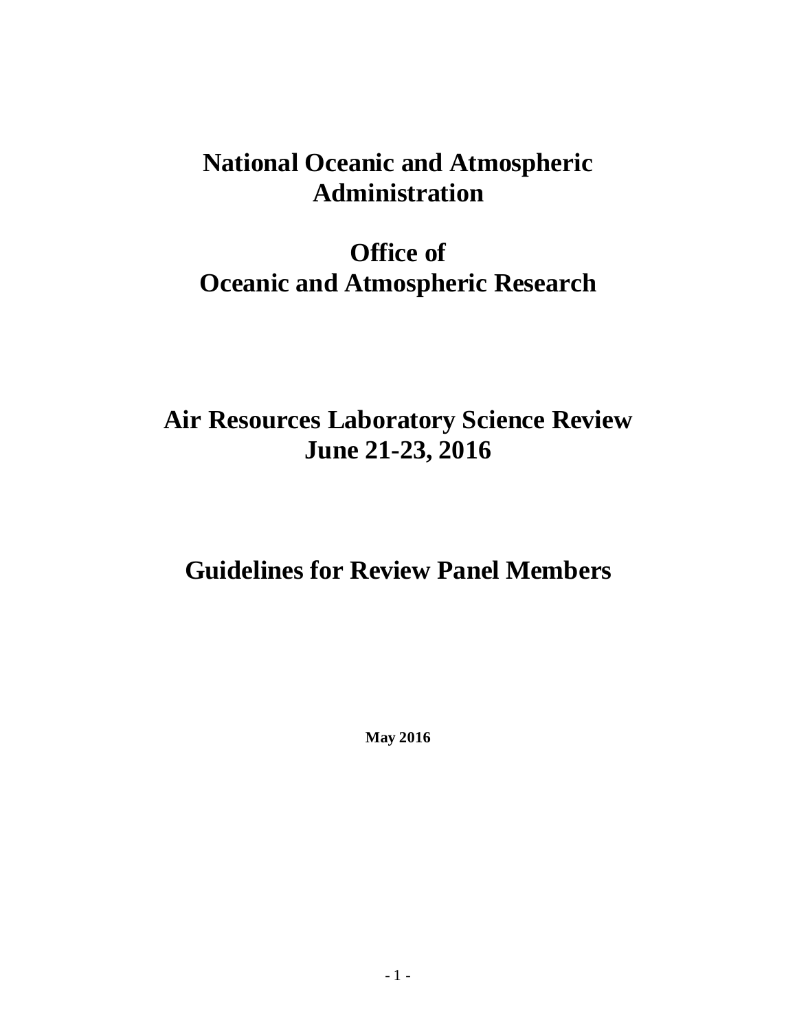# National Oceanic and Atmospheric Administration

# Office of Oceanic and Atmospheric Research

# Air Resources Laboratory Science Review June 21-23, 2016

# Guidelines for Review Panel Members

**May 2016**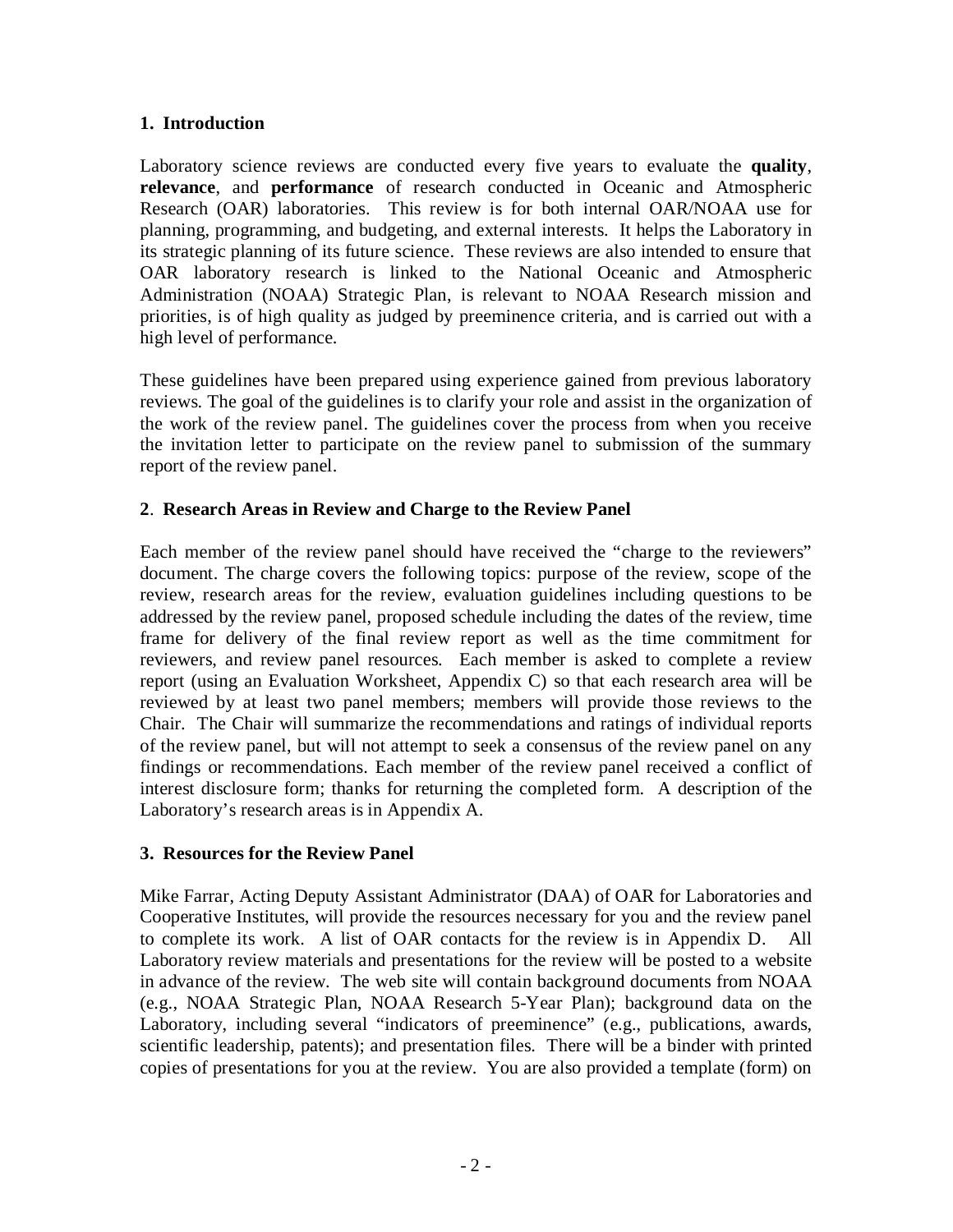## 1. Introduction

Laboratory science reviews are conducted every five years to evaluate the **quality**, **relevance**, and **performance** of research conducted in Oceanic and Atmospheric Research (OAR) laboratories. This review is for both internal OAR/NOAA use for planning, programming, and budgeting, and external interests. It helps the Laboratory in its strategic planning of its future science. These reviews are also intended to ensure that OAR laboratory research is linked to the National Oceanic and Atmospheric Administration (NOAA) Strategic Plan, is relevant to NOAA Research mission and priorities, is of high quality as judged by preeminence criteria, and is carried out with a high level of performance.

These guidelines have been prepared using experience gained from previous laboratory reviews. The goal of the guidelines is to clarify your role and assist in the organization of the work of the review panel. The guidelines cover the process from when you receive the invitation letter to participate on the review panel to submission of the summary report of the review panel.

## 2. Research Areas in Review and Charge to the Review Panel

Each member of the review panel should have received the "charge to the reviewers" document. The charge covers the following topics: purpose of the review, scope of the review, research areas for the review, evaluation guidelines including questions to be addressed by the review panel, proposed schedule including the dates of the review, time frame for delivery of the final review report as well as the time commitment for reviewers, and review panel resources. Each member is asked to complete a review report (using an Evaluation Worksheet, Appendix C) so that each research area will be reviewed by at least two panel members; members will provide those reviews to the Chair. The Chair will summarize the recommendations and ratings of individual reports of the review panel, but will not attempt to seek a consensus of the review panel on any findings or recommendations. Each member of the review panel received a conflict of interest disclosure form; thanks for returning the completed form. A description of the Laboratory's research areas is in Appendix A.

## 3. Resources for the Review Panel

Mike Farrar, Acting Deputy Assistant Administrator (DAA) of OAR for Laboratories and Cooperative Institutes, will provide the resources necessary for you and the review panel to complete its work. A list of OAR contacts for the review is in Appendix D. All Laboratory review materials and presentations for the review will be posted to a website in advance of the review. The web site will contain background documents from NOAA (e.g., NOAA Strategic Plan, NOAA Research 5-Year Plan); background data on the Laboratory, including several "indicators of preeminence" (e.g., publications, awards, scientific leadership, patents); and presentation files. There will be a binder with printed copies of presentations for you at the review. You are also provided a template (form) on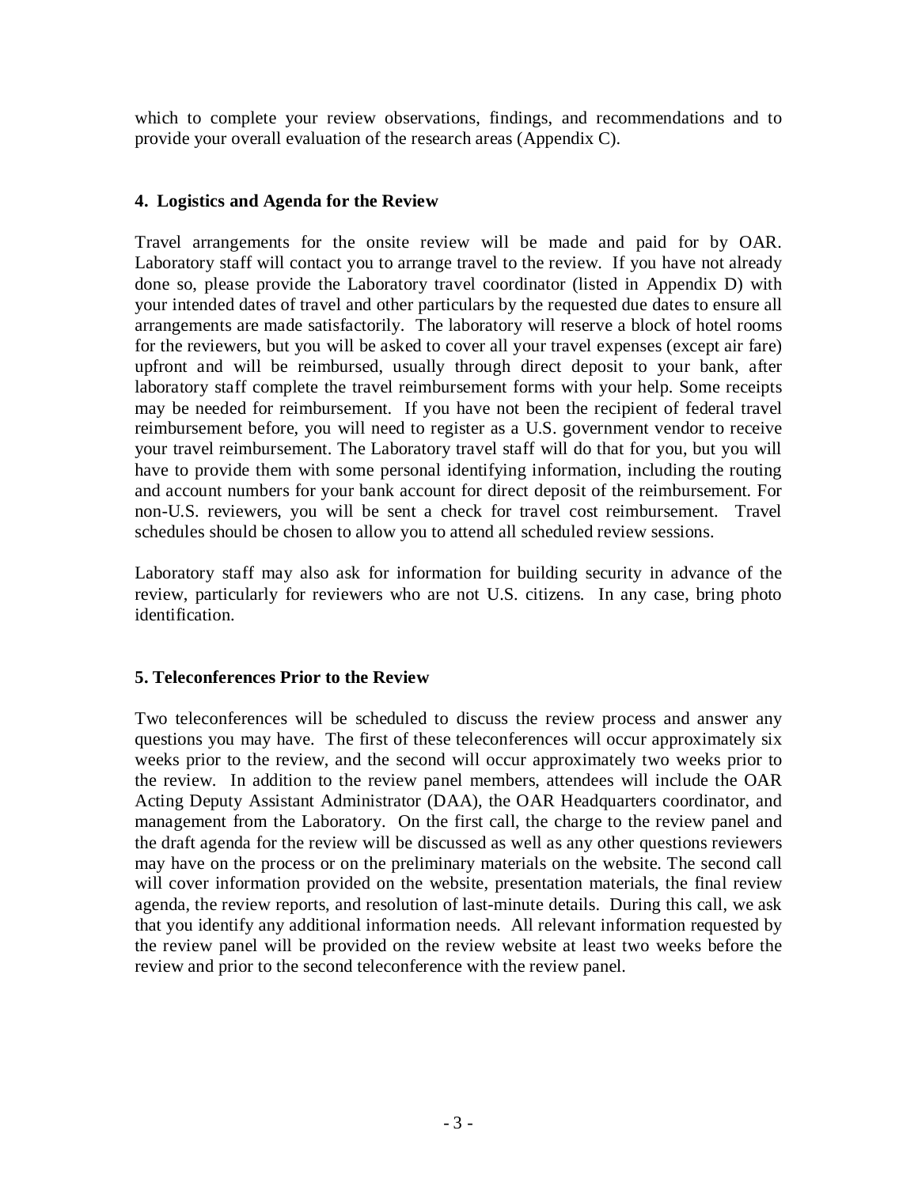which to complete your review observations, findings, and recommendations and to provide your overall evaluation of the research areas (Appendix C).

## 4. Logistics and Agenda for the Review

Travel arrangements for the onsite review will be made and paid for by OAR. Laboratory staff will contact you to arrange travel to the review. If you have not already done so, please provide the Laboratory travel coordinator (listed in Appendix D) with your intended dates of travel and other particulars by the requested due dates to ensure all arrangements are made satisfactorily. The laboratory will reserve a block of hotel rooms for the reviewers, but you will be asked to cover all your travel expenses (except air fare) upfront and will be reimbursed, usually through direct deposit to your bank, after laboratory staff complete the travel reimbursement forms with your help. Some receipts may be needed for reimbursement. If you have not been the recipient of federal travel reimbursement before, you will need to register as a U.S. government vendor to receive your travel reimbursement. The Laboratory travel staff will do that for you, but you will have to provide them with some personal identifying information, including the routing and account numbers for your bank account for direct deposit of the reimbursement. For non-U.S. reviewers, you will be sent a check for travel cost reimbursement. Travel schedules should be chosen to allow you to attend all scheduled review sessions.

Laboratory staff may also ask for information for building security in advance of the review, particularly for reviewers who are not U.S. citizens. In any case, bring photo identification.

## 5. Teleconferences Prior to the Review

Two teleconferences will be scheduled to discuss the review process and answer any questions you may have. The first of these teleconferences will occur approximately six weeks prior to the review, and the second will occur approximately two weeks prior to the review. In addition to the review panel members, attendees will include the OAR Acting Deputy Assistant Administrator (DAA), the OAR Headquarters coordinator, and management from the Laboratory. On the first call, the charge to the review panel and the draft agenda for the review will be discussed as well as any other questions reviewers may have on the process or on the preliminary materials on the website. The second call will cover information provided on the website, presentation materials, the final review agenda, the review reports, and resolution of last-minute details. During this call, we ask that you identify any additional information needs. All relevant information requested by the review panel will be provided on the review website at least two weeks before the review and prior to the second teleconference with the review panel.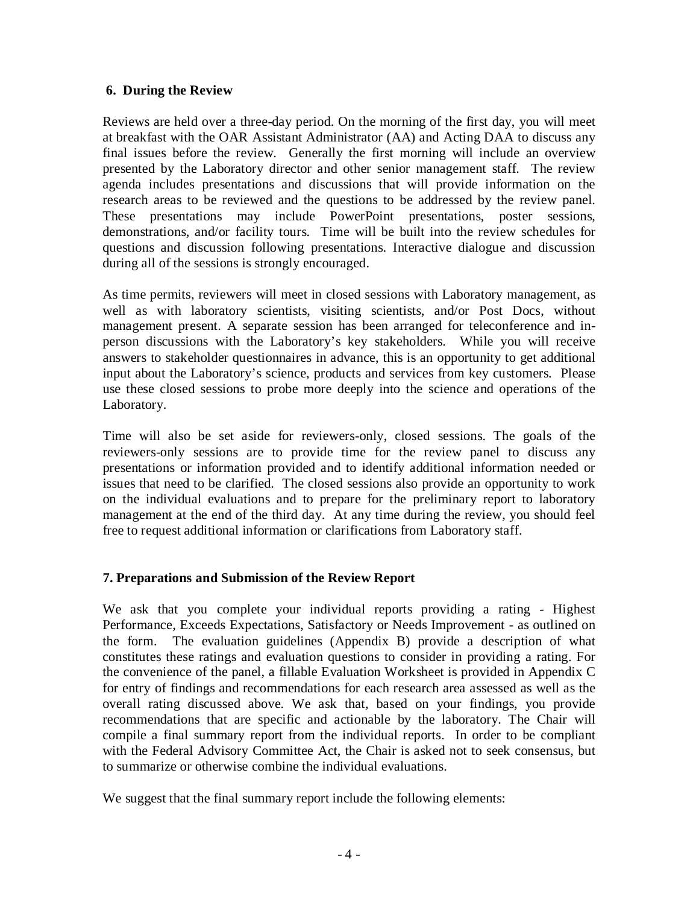## 6. During the Review

Reviews are held over a three-day period. On the morning of the first day, you will meet at breakfast with the OAR Assistant Administrator (AA) and Acting DAA to discuss any final issues before the review. Generally the first morning will include an overview presented by the Laboratory director and other senior management staff. The review agenda includes presentations and discussions that will provide information on the research areas to be reviewed and the questions to be addressed by the review panel. These presentations may include PowerPoint presentations, poster sessions, demonstrations, and/or facility tours. Time will be built into the review schedules for questions and discussion following presentations. Interactive dialogue and discussion during all of the sessions is strongly encouraged.

As time permits, reviewers will meet in closed sessions with Laboratory management, as well as with laboratory scientists, visiting scientists, and/or Post Docs, without management present. A separate session has been arranged for teleconference and in-person discussions with the Laboratory's key stakeholders. While you will receive answers to stakeholder questionnaires in advance, this is an opportunity to get additional input about the Laboratory's science, products and services from key customers. Please use these closed sessions to probe more deeply into the science and operations of the Laboratory.

Time will also be set aside for reviewers-only, closed sessions. The goals of the reviewers-only sessions are to provide time for the review panel to discuss any presentations or information provided and to identify additional information needed or issues that need to be clarified. The closed sessions also provide an opportunity to work on the individual evaluations and to prepare for the preliminary report to laboratory management at the end of the third day. At any time during the review, you should feel free to request additional information or clarifications from Laboratory staff.

## 7. Preparations and Submission of the Review Report

We ask that you complete your individual reports providing a rating - Highest Performance, Exceeds Expectations, Satisfactory or Needs Improvement - as outlined on the form. The evaluation guidelines (Appendix B) provide a description of what constitutes these ratings and evaluation questions to consider in providing a rating. For the convenience of the panel, a fillable Evaluation Worksheet is provided in Appendix C for entry of findings and recommendations for each research area assessed as well as the overall rating discussed above. We ask that, based on your findings, you provide recommendations that are specific and actionable by the laboratory. The Chair will compile a final summary report from the individual reports. In order to be compliant with the Federal Advisory Committee Act, the Chair is asked not to seek consensus, but to summarize or otherwise combine the individual evaluations.

We suggest that the final summary report include the following elements: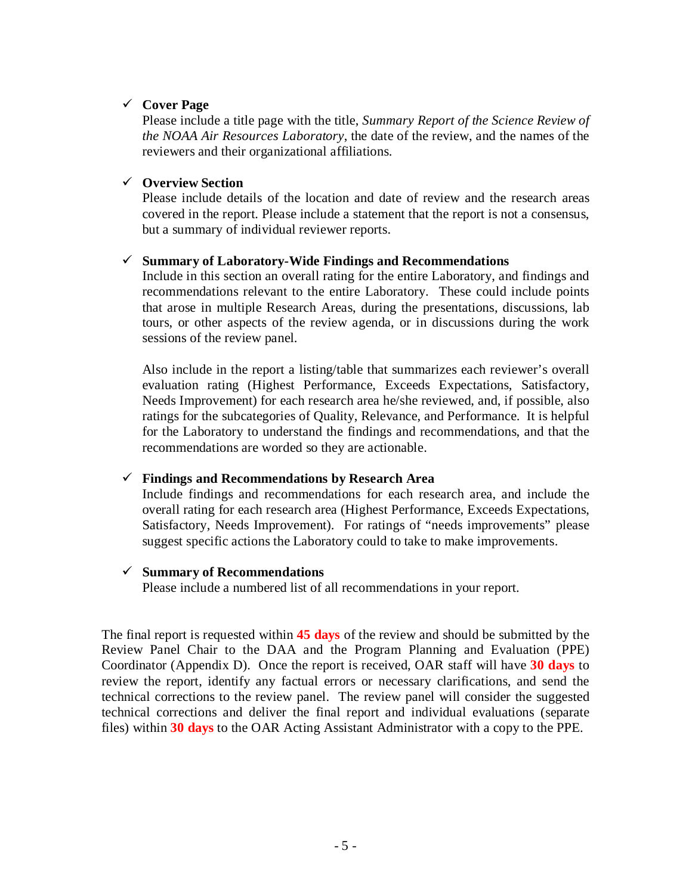- ✓ **Cover Page**
  
  Please include a title page with the title, *Summary Report of the Science Review of the NOAA Air Resources Laboratory*, the date of the review, and the names of the reviewers and their organizational affiliations.

- ✓ **Overview Section**
  
  Please include details of the location and date of review and the research areas covered in the report. Please include a statement that the report is not a consensus, but a summary of individual reviewer reports.

- ✓ **Summary of Laboratory-Wide Findings and Recommendations**
  
  Include in this section an overall rating for the entire Laboratory, and findings and recommendations relevant to the entire Laboratory. These could include points that arose in multiple Research Areas, during the presentations, discussions, lab tours, or other aspects of the review agenda, or in discussions during the work sessions of the review panel.
  
  Also include in the report a listing/table that summarizes each reviewer's overall evaluation rating (Highest Performance, Exceeds Expectations, Satisfactory, Needs Improvement) for each research area he/she reviewed, and, if possible, also ratings for the subcategories of Quality, Relevance, and Performance. It is helpful for the Laboratory to understand the findings and recommendations, and that the recommendations are worded so they are actionable.

- ✓ **Findings and Recommendations by Research Area**
  
  Include findings and recommendations for each research area, and include the overall rating for each research area (Highest Performance, Exceeds Expectations, Satisfactory, Needs Improvement). For ratings of "needs improvements" please suggest specific actions the Laboratory could to take to make improvements.

- ✓ **Summary of Recommendations**
  
  Please include a numbered list of all recommendations in your report.

The final report is requested within **45 days** of the review and should be submitted by the Review Panel Chair to the DAA and the Program Planning and Evaluation (PPE) Coordinator (Appendix D). Once the report is received, OAR staff will have **30 days** to review the report, identify any factual errors or necessary clarifications, and send the technical corrections to the review panel. The review panel will consider the suggested technical corrections and deliver the final report and individual evaluations (separate files) within **30 days** to the OAR Acting Assistant Administrator with a copy to the PPE.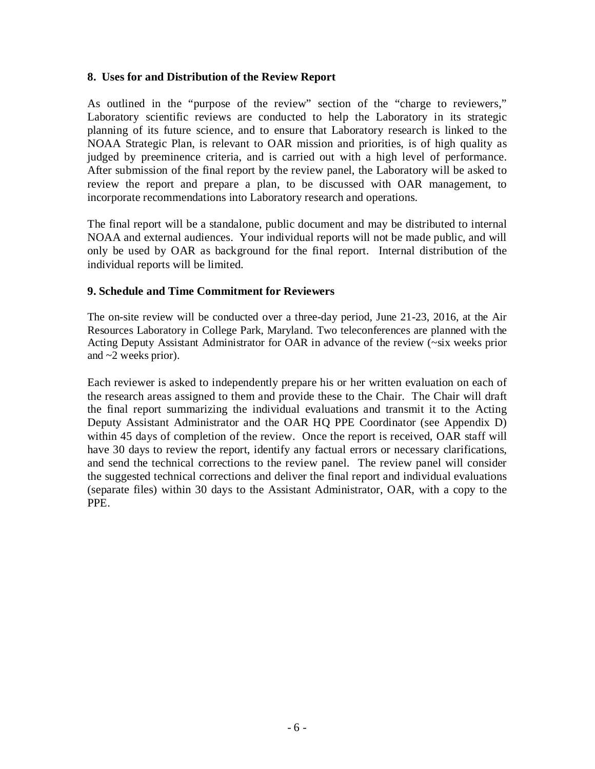### 8. Uses for and Distribution of the Review Report

As outlined in the "purpose of the review" section of the "charge to reviewers," Laboratory scientific reviews are conducted to help the Laboratory in its strategic planning of its future science, and to ensure that Laboratory research is linked to the NOAA Strategic Plan, is relevant to OAR mission and priorities, is of high quality as judged by preeminence criteria, and is carried out with a high level of performance. After submission of the final report by the review panel, the Laboratory will be asked to review the report and prepare a plan, to be discussed with OAR management, to incorporate recommendations into Laboratory research and operations.

The final report will be a standalone, public document and may be distributed to internal NOAA and external audiences. Your individual reports will not be made public, and will only be used by OAR as background for the final report. Internal distribution of the individual reports will be limited.

### 9. Schedule and Time Commitment for Reviewers

The on-site review will be conducted over a three-day period, June 21-23, 2016, at the Air Resources Laboratory in College Park, Maryland. Two teleconferences are planned with the Acting Deputy Assistant Administrator for OAR in advance of the review (~six weeks prior and ~2 weeks prior).

Each reviewer is asked to independently prepare his or her written evaluation on each of the research areas assigned to them and provide these to the Chair. The Chair will draft the final report summarizing the individual evaluations and transmit it to the Acting Deputy Assistant Administrator and the OAR HQ PPE Coordinator (see Appendix D) within 45 days of completion of the review. Once the report is received, OAR staff will have 30 days to review the report, identify any factual errors or necessary clarifications, and send the technical corrections to the review panel. The review panel will consider the suggested technical corrections and deliver the final report and individual evaluations (separate files) within 30 days to the Assistant Administrator, OAR, with a copy to the PPE.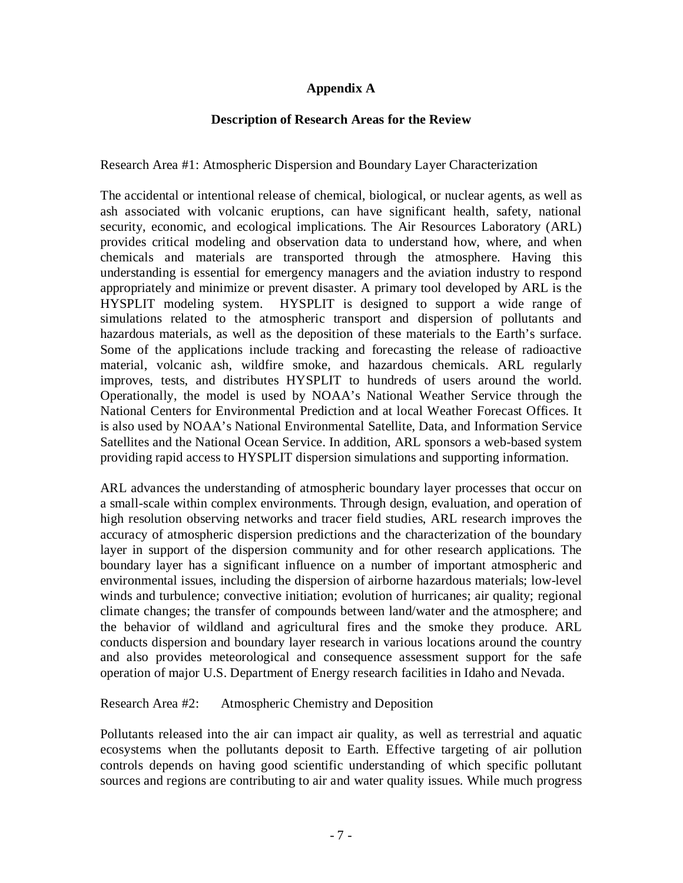# Appendix A

## Description of Research Areas for the Review

Research Area #1: Atmospheric Dispersion and Boundary Layer Characterization

The accidental or intentional release of chemical, biological, or nuclear agents, as well as ash associated with volcanic eruptions, can have significant health, safety, national security, economic, and ecological implications. The Air Resources Laboratory (ARL) provides critical modeling and observation data to understand how, where, and when chemicals and materials are transported through the atmosphere. Having this understanding is essential for emergency managers and the aviation industry to respond appropriately and minimize or prevent disaster. A primary tool developed by ARL is the HYSPLIT modeling system. HYSPLIT is designed to support a wide range of simulations related to the atmospheric transport and dispersion of pollutants and hazardous materials, as well as the deposition of these materials to the Earth's surface. Some of the applications include tracking and forecasting the release of radioactive material, volcanic ash, wildfire smoke, and hazardous chemicals. ARL regularly improves, tests, and distributes HYSPLIT to hundreds of users around the world. Operationally, the model is used by NOAA's National Weather Service through the National Centers for Environmental Prediction and at local Weather Forecast Offices. It is also used by NOAA's National Environmental Satellite, Data, and Information Service Satellites and the National Ocean Service. In addition, ARL sponsors a web-based system providing rapid access to HYSPLIT dispersion simulations and supporting information.

ARL advances the understanding of atmospheric boundary layer processes that occur on a small-scale within complex environments. Through design, evaluation, and operation of high resolution observing networks and tracer field studies, ARL research improves the accuracy of atmospheric dispersion predictions and the characterization of the boundary layer in support of the dispersion community and for other research applications. The boundary layer has a significant influence on a number of important atmospheric and environmental issues, including the dispersion of airborne hazardous materials; low-level winds and turbulence; convective initiation; evolution of hurricanes; air quality; regional climate changes; the transfer of compounds between land/water and the atmosphere; and the behavior of wildland and agricultural fires and the smoke they produce. ARL conducts dispersion and boundary layer research in various locations around the country and also provides meteorological and consequence assessment support for the safe operation of major U.S. Department of Energy research facilities in Idaho and Nevada.

Research Area #2: Atmospheric Chemistry and Deposition

Pollutants released into the air can impact air quality, as well as terrestrial and aquatic ecosystems when the pollutants deposit to Earth. Effective targeting of air pollution controls depends on having good scientific understanding of which specific pollutant sources and regions are contributing to air and water quality issues. While much progress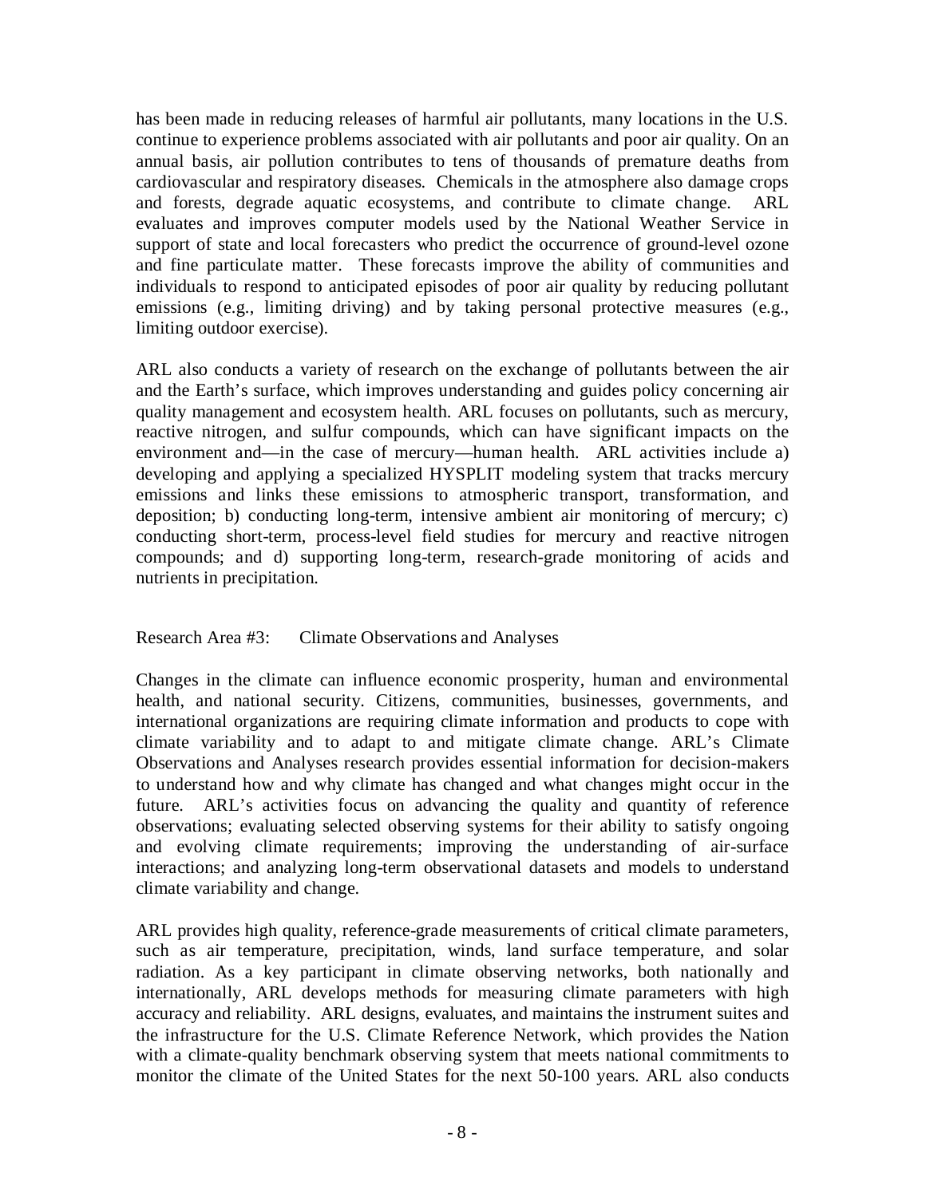has been made in reducing releases of harmful air pollutants, many locations in the U.S. continue to experience problems associated with air pollutants and poor air quality. On an annual basis, air pollution contributes to tens of thousands of premature deaths from cardiovascular and respiratory diseases. Chemicals in the atmosphere also damage crops and forests, degrade aquatic ecosystems, and contribute to climate change. ARL evaluates and improves computer models used by the National Weather Service in support of state and local forecasters who predict the occurrence of ground-level ozone and fine particulate matter. These forecasts improve the ability of communities and individuals to respond to anticipated episodes of poor air quality by reducing pollutant emissions (e.g., limiting driving) and by taking personal protective measures (e.g., limiting outdoor exercise).

ARL also conducts a variety of research on the exchange of pollutants between the air and the Earth's surface, which improves understanding and guides policy concerning air quality management and ecosystem health. ARL focuses on pollutants, such as mercury, reactive nitrogen, and sulfur compounds, which can have significant impacts on the environment and—in the case of mercury—human health. ARL activities include a) developing and applying a specialized HYSPLIT modeling system that tracks mercury emissions and links these emissions to atmospheric transport, transformation, and deposition; b) conducting long-term, intensive ambient air monitoring of mercury; c) conducting short-term, process-level field studies for mercury and reactive nitrogen compounds; and d) supporting long-term, research-grade monitoring of acids and nutrients in precipitation.

Research Area #3: Climate Observations and Analyses

Changes in the climate can influence economic prosperity, human and environmental health, and national security. Citizens, communities, businesses, governments, and international organizations are requiring climate information and products to cope with climate variability and to adapt to and mitigate climate change. ARL's Climate Observations and Analyses research provides essential information for decision-makers to understand how and why climate has changed and what changes might occur in the future. ARL's activities focus on advancing the quality and quantity of reference observations; evaluating selected observing systems for their ability to satisfy ongoing and evolving climate requirements; improving the understanding of air-surface interactions; and analyzing long-term observational datasets and models to understand climate variability and change.

ARL provides high quality, reference-grade measurements of critical climate parameters, such as air temperature, precipitation, winds, land surface temperature, and solar radiation. As a key participant in climate observing networks, both nationally and internationally, ARL develops methods for measuring climate parameters with high accuracy and reliability. ARL designs, evaluates, and maintains the instrument suites and the infrastructure for the U.S. Climate Reference Network, which provides the Nation with a climate-quality benchmark observing system that meets national commitments to monitor the climate of the United States for the next 50-100 years. ARL also conducts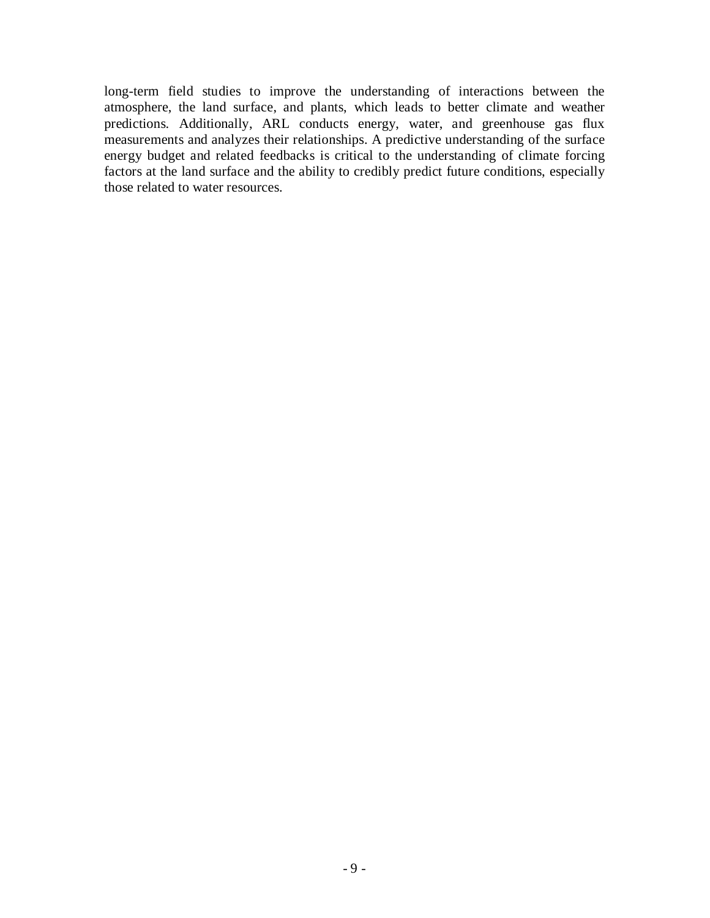long-term field studies to improve the understanding of interactions between the atmosphere, the land surface, and plants, which leads to better climate and weather predictions. Additionally, ARL conducts energy, water, and greenhouse gas flux measurements and analyzes their relationships. A predictive understanding of the surface energy budget and related feedbacks is critical to the understanding of climate forcing factors at the land surface and the ability to credibly predict future conditions, especially those related to water resources.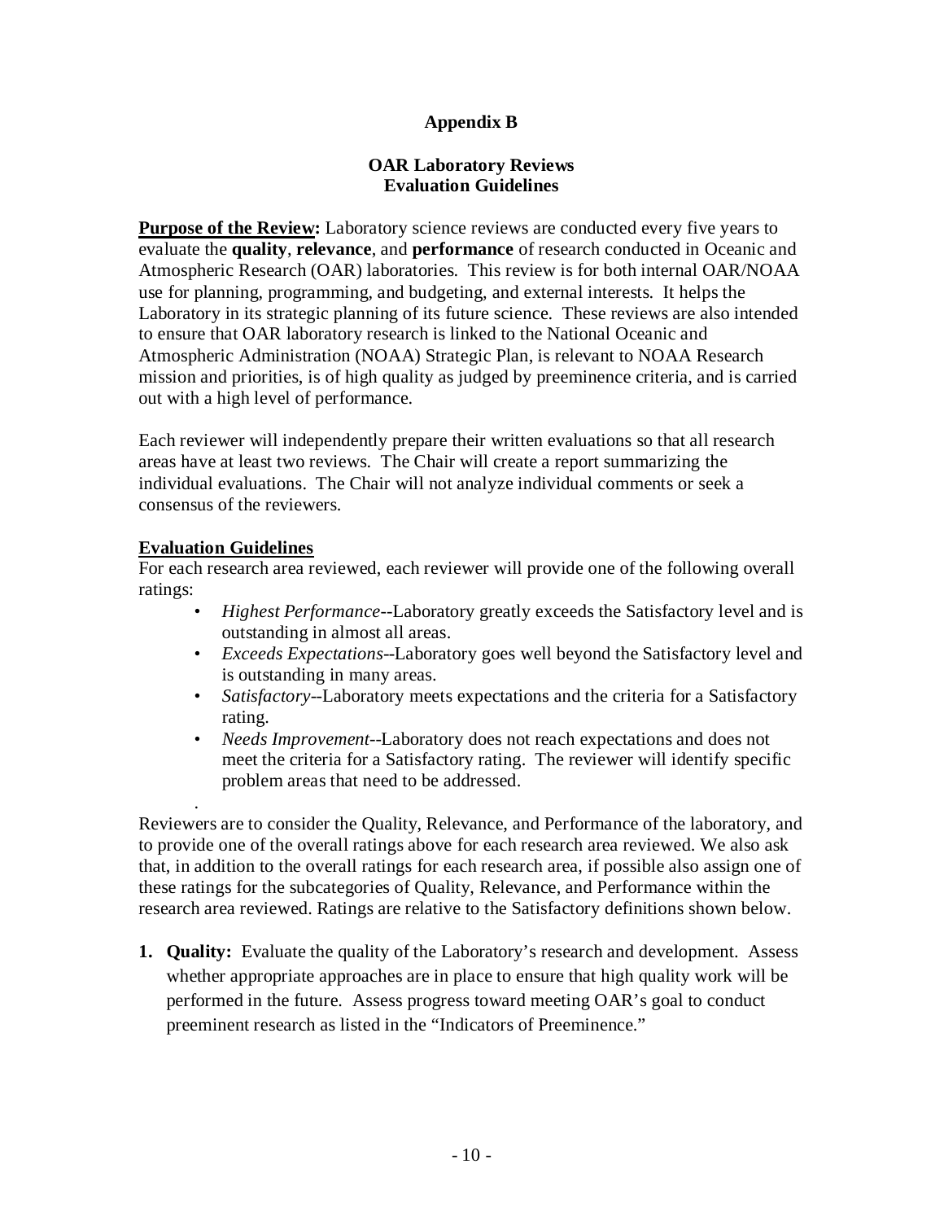## Appendix B

### OAR Laboratory Reviews
### Evaluation Guidelines

**Purpose of the Review:** Laboratory science reviews are conducted every five years to evaluate the **quality**, **relevance**, and **performance** of research conducted in Oceanic and Atmospheric Research (OAR) laboratories. This review is for both internal OAR/NOAA use for planning, programming, and budgeting, and external interests. It helps the Laboratory in its strategic planning of its future science. These reviews are also intended to ensure that OAR laboratory research is linked to the National Oceanic and Atmospheric Administration (NOAA) Strategic Plan, is relevant to NOAA Research mission and priorities, is of high quality as judged by preeminence criteria, and is carried out with a high level of performance.

Each reviewer will independently prepare their written evaluations so that all research areas have at least two reviews. The Chair will create a report summarizing the individual evaluations. The Chair will not analyze individual comments or seek a consensus of the reviewers.

**Evaluation Guidelines**

For each research area reviewed, each reviewer will provide one of the following overall ratings:

- *Highest Performance*--Laboratory greatly exceeds the Satisfactory level and is outstanding in almost all areas.
- *Exceeds Expectations*--Laboratory goes well beyond the Satisfactory level and is outstanding in many areas.
- *Satisfactory*--Laboratory meets expectations and the criteria for a Satisfactory rating.
- *Needs Improvement*--Laboratory does not reach expectations and does not meet the criteria for a Satisfactory rating. The reviewer will identify specific problem areas that need to be addressed.

Reviewers are to consider the Quality, Relevance, and Performance of the laboratory, and to provide one of the overall ratings above for each research area reviewed. We also ask that, in addition to the overall ratings for each research area, if possible also assign one of these ratings for the subcategories of Quality, Relevance, and Performance within the research area reviewed. Ratings are relative to the Satisfactory definitions shown below.

1. **Quality:** Evaluate the quality of the Laboratory's research and development. Assess whether appropriate approaches are in place to ensure that high quality work will be performed in the future. Assess progress toward meeting OAR's goal to conduct preeminent research as listed in the "Indicators of Preeminence."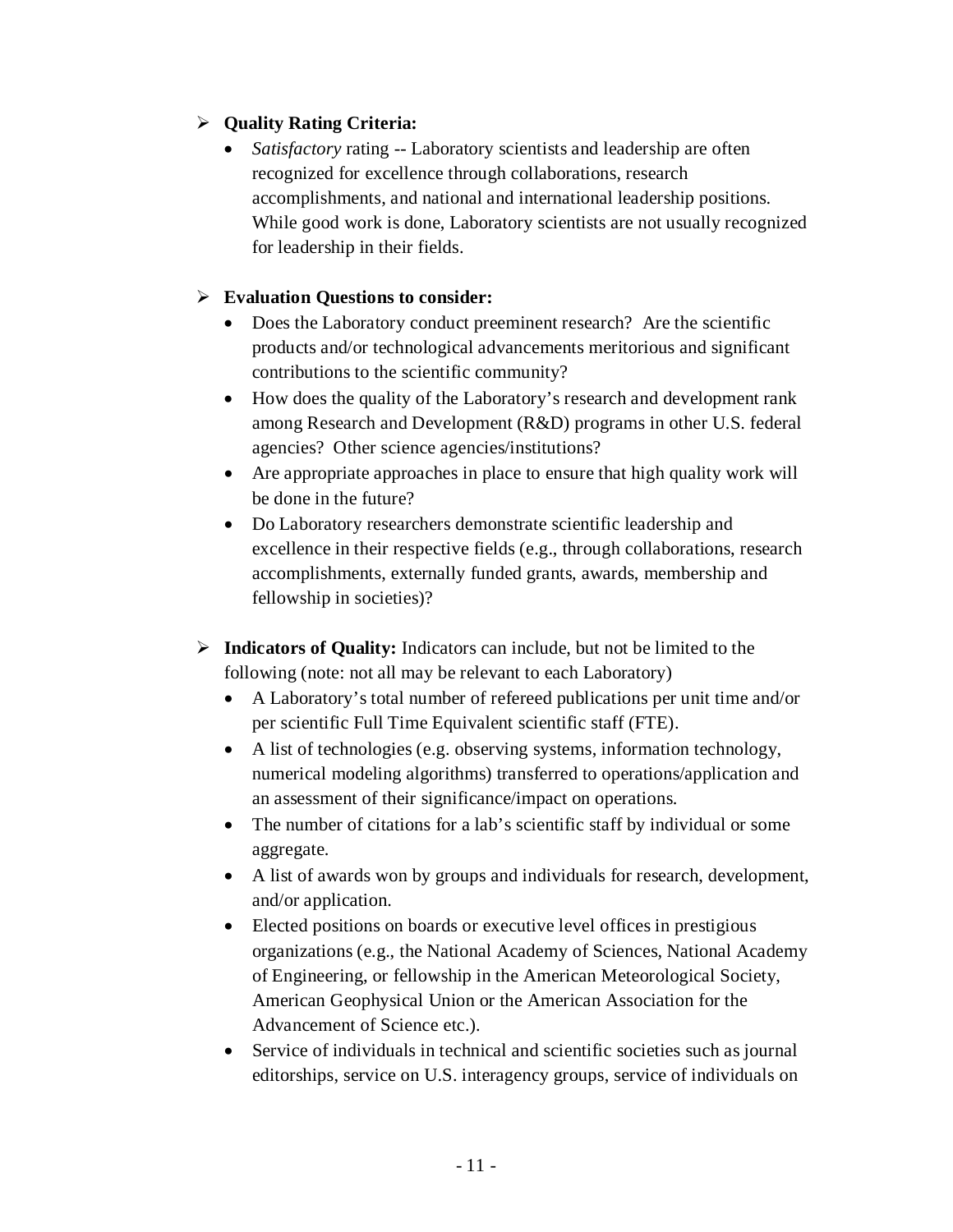- **Quality Rating Criteria:**
  - *Satisfactory* rating -- Laboratory scientists and leadership are often recognized for excellence through collaborations, research accomplishments, and national and international leadership positions. While good work is done, Laboratory scientists are not usually recognized for leadership in their fields.

- **Evaluation Questions to consider:**
  - Does the Laboratory conduct preeminent research? Are the scientific products and/or technological advancements meritorious and significant contributions to the scientific community?
  - How does the quality of the Laboratory's research and development rank among Research and Development (R&D) programs in other U.S. federal agencies? Other science agencies/institutions?
  - Are appropriate approaches in place to ensure that high quality work will be done in the future?
  - Do Laboratory researchers demonstrate scientific leadership and excellence in their respective fields (e.g., through collaborations, research accomplishments, externally funded grants, awards, membership and fellowship in societies)?

- **Indicators of Quality:** Indicators can include, but not be limited to the following (note: not all may be relevant to each Laboratory)
  - A Laboratory's total number of refereed publications per unit time and/or per scientific Full Time Equivalent scientific staff (FTE).
  - A list of technologies (e.g. observing systems, information technology, numerical modeling algorithms) transferred to operations/application and an assessment of their significance/impact on operations.
  - The number of citations for a lab's scientific staff by individual or some aggregate.
  - A list of awards won by groups and individuals for research, development, and/or application.
  - Elected positions on boards or executive level offices in prestigious organizations (e.g., the National Academy of Sciences, National Academy of Engineering, or fellowship in the American Meteorological Society, American Geophysical Union or the American Association for the Advancement of Science etc.).
  - Service of individuals in technical and scientific societies such as journal editorships, service on U.S. interagency groups, service of individuals on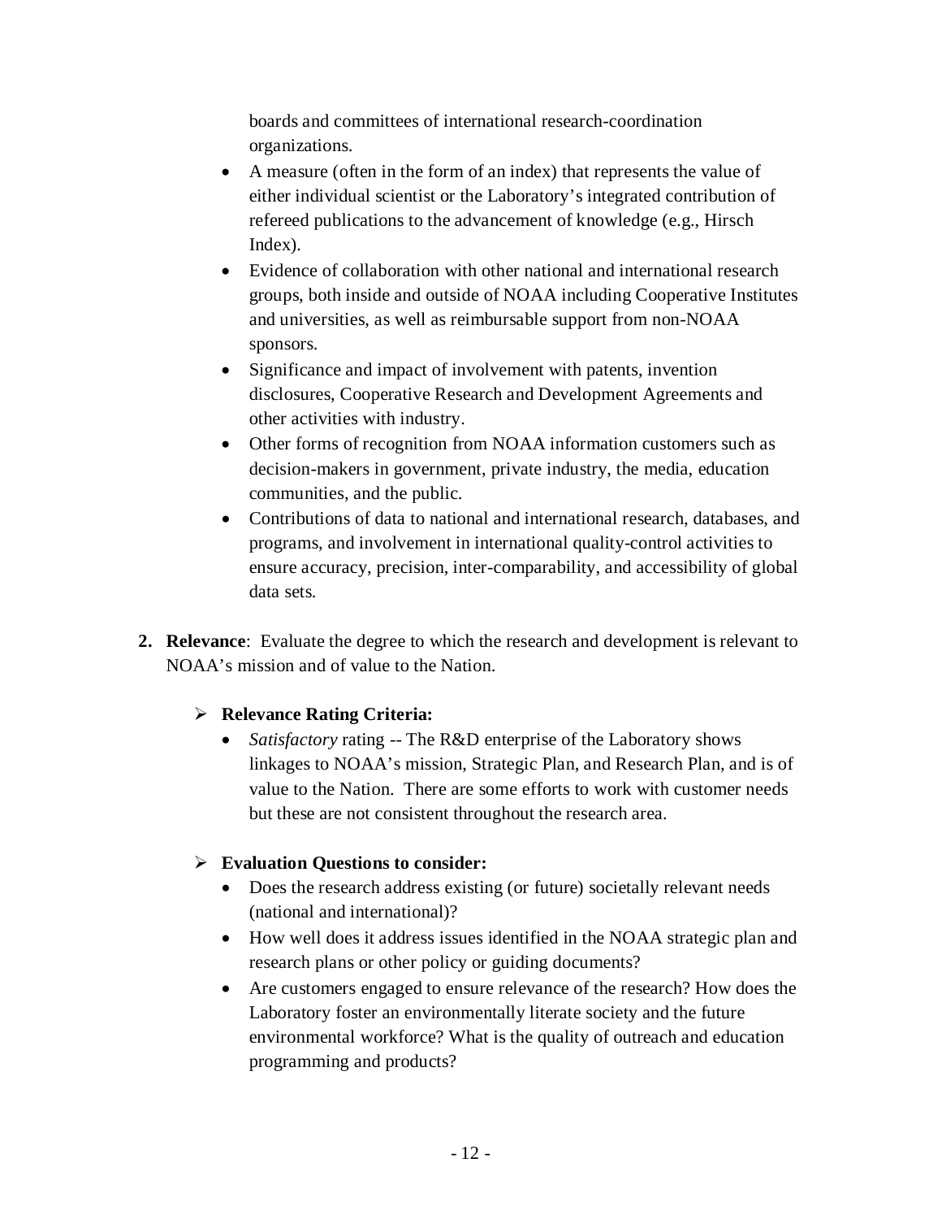boards and committees of international research-coordination organizations.

- A measure (often in the form of an index) that represents the value of either individual scientist or the Laboratory's integrated contribution of refereed publications to the advancement of knowledge (e.g., Hirsch Index).
- Evidence of collaboration with other national and international research groups, both inside and outside of NOAA including Cooperative Institutes and universities, as well as reimbursable support from non-NOAA sponsors.
- Significance and impact of involvement with patents, invention disclosures, Cooperative Research and Development Agreements and other activities with industry.
- Other forms of recognition from NOAA information customers such as decision-makers in government, private industry, the media, education communities, and the public.
- Contributions of data to national and international research, databases, and programs, and involvement in international quality-control activities to ensure accuracy, precision, inter-comparability, and accessibility of global data sets.

**2. Relevance**: Evaluate the degree to which the research and development is relevant to NOAA's mission and of value to the Nation.

- **Relevance Rating Criteria:**
  - *Satisfactory* rating -- The R&D enterprise of the Laboratory shows linkages to NOAA's mission, Strategic Plan, and Research Plan, and is of value to the Nation. There are some efforts to work with customer needs but these are not consistent throughout the research area.

- **Evaluation Questions to consider:**
  - Does the research address existing (or future) societally relevant needs (national and international)?
  - How well does it address issues identified in the NOAA strategic plan and research plans or other policy or guiding documents?
  - Are customers engaged to ensure relevance of the research? How does the Laboratory foster an environmentally literate society and the future environmental workforce? What is the quality of outreach and education programming and products?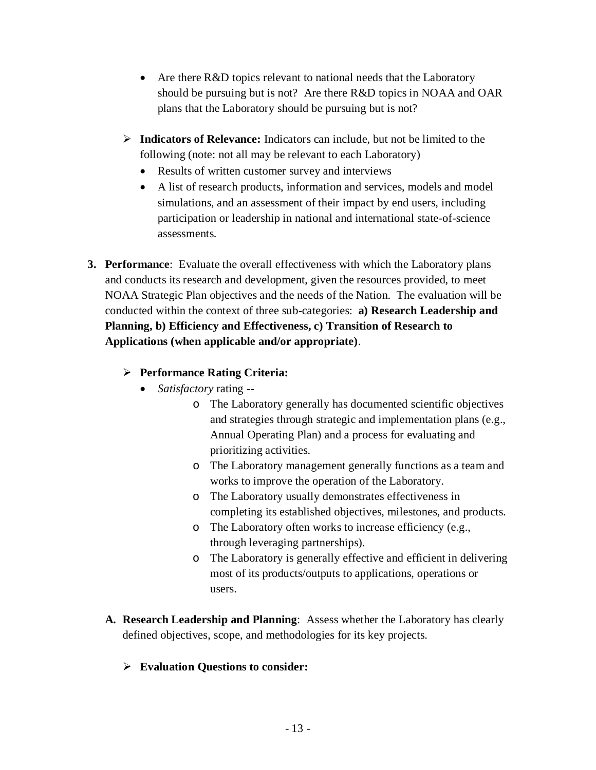- Are there R&D topics relevant to national needs that the Laboratory should be pursuing but is not? Are there R&D topics in NOAA and OAR plans that the Laboratory should be pursuing but is not?

- **Indicators of Relevance:** Indicators can include, but not be limited to the following (note: not all may be relevant to each Laboratory)
  - Results of written customer survey and interviews
  - A list of research products, information and services, models and model simulations, and an assessment of their impact by end users, including participation or leadership in national and international state-of-science assessments.

**3. Performance**: Evaluate the overall effectiveness with which the Laboratory plans and conducts its research and development, given the resources provided, to meet NOAA Strategic Plan objectives and the needs of the Nation. The evaluation will be conducted within the context of three sub-categories: **a) Research Leadership and Planning, b) Efficiency and Effectiveness, c) Transition of Research to Applications (when applicable and/or appropriate)**.

- **Performance Rating Criteria:**
  - *Satisfactory* rating --
    - The Laboratory generally has documented scientific objectives and strategies through strategic and implementation plans (e.g., Annual Operating Plan) and a process for evaluating and prioritizing activities.
    - The Laboratory management generally functions as a team and works to improve the operation of the Laboratory.
    - The Laboratory usually demonstrates effectiveness in completing its established objectives, milestones, and products.
    - The Laboratory often works to increase efficiency (e.g., through leveraging partnerships).
    - The Laboratory is generally effective and efficient in delivering most of its products/outputs to applications, operations or users.

**A. Research Leadership and Planning**: Assess whether the Laboratory has clearly defined objectives, scope, and methodologies for its key projects.

- **Evaluation Questions to consider:**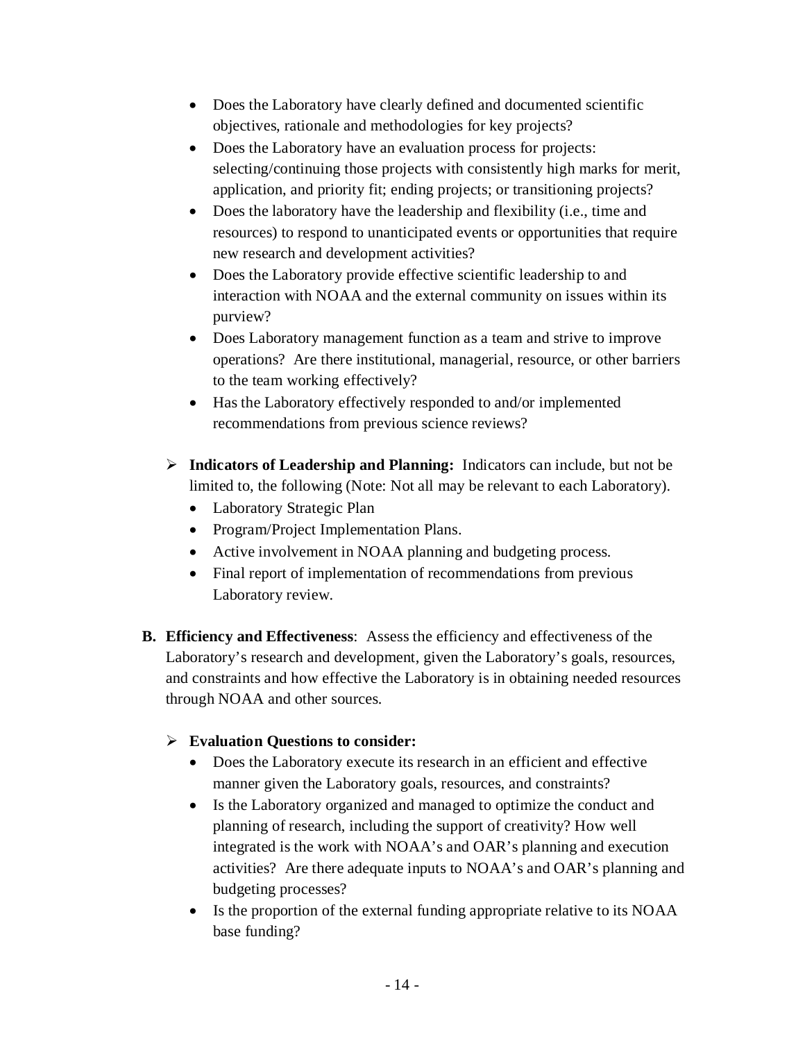- Does the Laboratory have clearly defined and documented scientific objectives, rationale and methodologies for key projects?
- Does the Laboratory have an evaluation process for projects: selecting/continuing those projects with consistently high marks for merit, application, and priority fit; ending projects; or transitioning projects?
- Does the laboratory have the leadership and flexibility (i.e., time and resources) to respond to unanticipated events or opportunities that require new research and development activities?
- Does the Laboratory provide effective scientific leadership to and interaction with NOAA and the external community on issues within its purview?
- Does Laboratory management function as a team and strive to improve operations? Are there institutional, managerial, resource, or other barriers to the team working effectively?
- Has the Laboratory effectively responded to and/or implemented recommendations from previous science reviews?

➢ **Indicators of Leadership and Planning:** Indicators can include, but not be limited to, the following (Note: Not all may be relevant to each Laboratory).

- Laboratory Strategic Plan
- Program/Project Implementation Plans.
- Active involvement in NOAA planning and budgeting process.
- Final report of implementation of recommendations from previous Laboratory review.

**B. Efficiency and Effectiveness**: Assess the efficiency and effectiveness of the Laboratory's research and development, given the Laboratory's goals, resources, and constraints and how effective the Laboratory is in obtaining needed resources through NOAA and other sources.

➢ **Evaluation Questions to consider:**

- Does the Laboratory execute its research in an efficient and effective manner given the Laboratory goals, resources, and constraints?
- Is the Laboratory organized and managed to optimize the conduct and planning of research, including the support of creativity? How well integrated is the work with NOAA's and OAR's planning and execution activities? Are there adequate inputs to NOAA's and OAR's planning and budgeting processes?
- Is the proportion of the external funding appropriate relative to its NOAA base funding?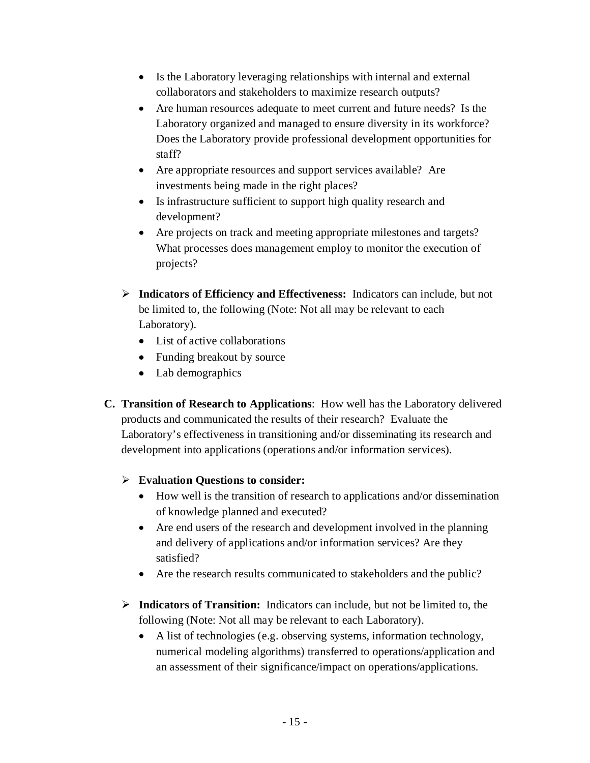- Is the Laboratory leveraging relationships with internal and external collaborators and stakeholders to maximize research outputs?
- Are human resources adequate to meet current and future needs? Is the Laboratory organized and managed to ensure diversity in its workforce? Does the Laboratory provide professional development opportunities for staff?
- Are appropriate resources and support services available? Are investments being made in the right places?
- Is infrastructure sufficient to support high quality research and development?
- Are projects on track and meeting appropriate milestones and targets? What processes does management employ to monitor the execution of projects?

➢ **Indicators of Efficiency and Effectiveness:** Indicators can include, but not be limited to, the following (Note: Not all may be relevant to each Laboratory).

- List of active collaborations
- Funding breakout by source
- Lab demographics

**C. Transition of Research to Applications**: How well has the Laboratory delivered products and communicated the results of their research? Evaluate the Laboratory's effectiveness in transitioning and/or disseminating its research and development into applications (operations and/or information services).

➢ **Evaluation Questions to consider:**

- How well is the transition of research to applications and/or dissemination of knowledge planned and executed?
- Are end users of the research and development involved in the planning and delivery of applications and/or information services? Are they satisfied?
- Are the research results communicated to stakeholders and the public?

➢ **Indicators of Transition:** Indicators can include, but not be limited to, the following (Note: Not all may be relevant to each Laboratory).

- A list of technologies (e.g. observing systems, information technology, numerical modeling algorithms) transferred to operations/application and an assessment of their significance/impact on operations/applications.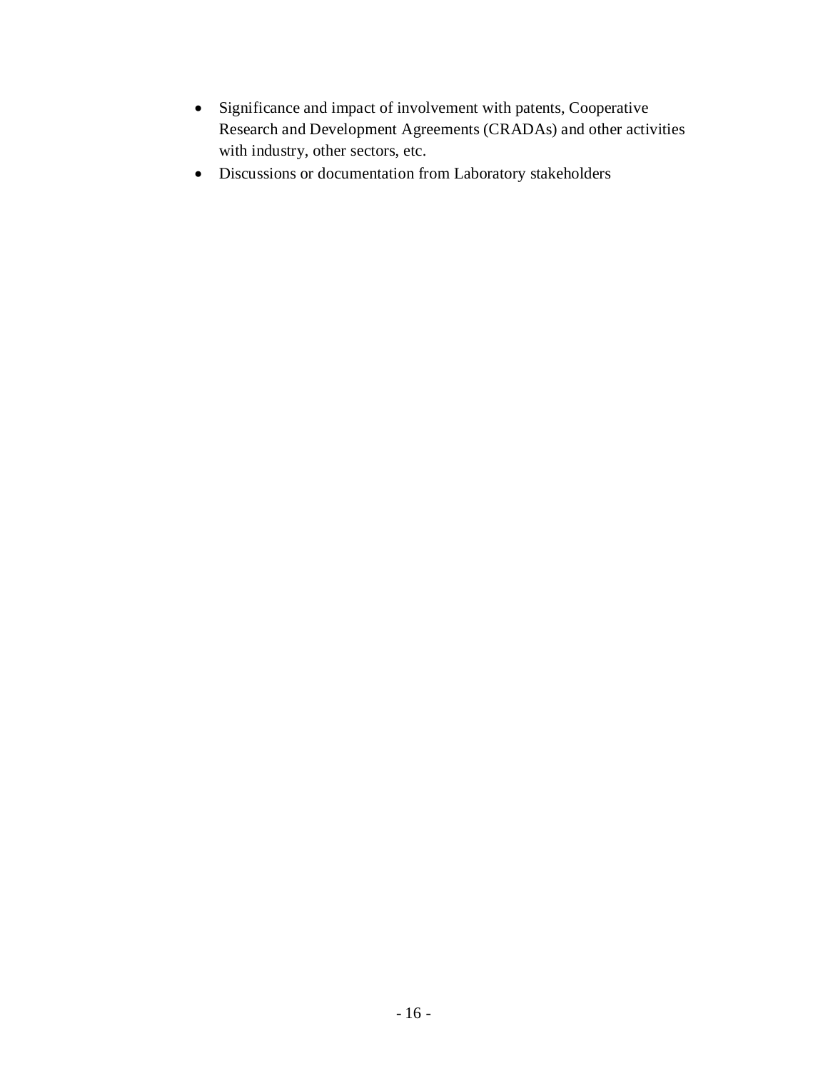- Significance and impact of involvement with patents, Cooperative Research and Development Agreements (CRADAs) and other activities with industry, other sectors, etc.
- Discussions or documentation from Laboratory stakeholders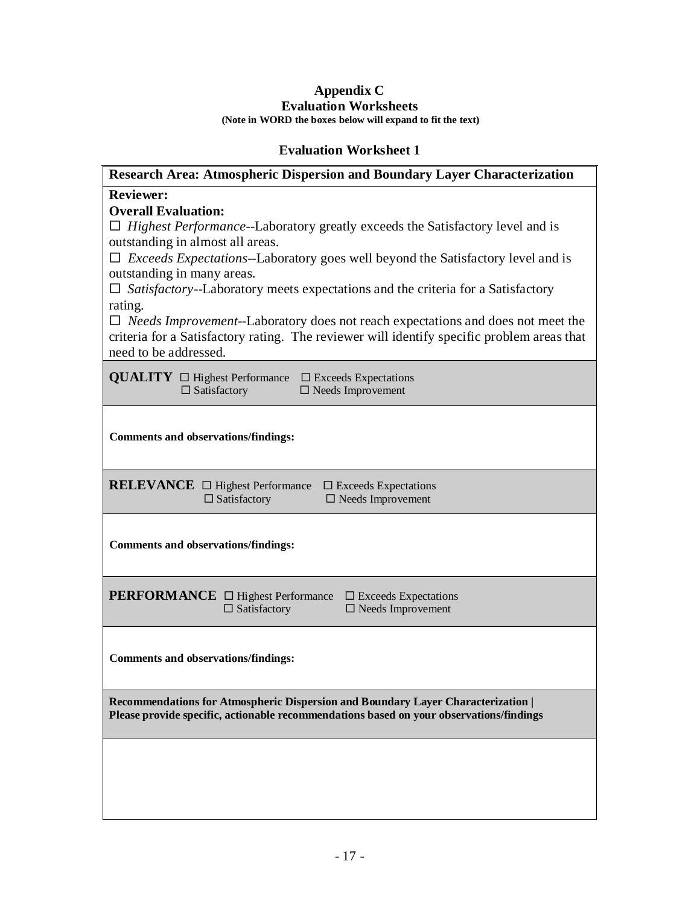# Appendix C
## Evaluation Worksheets

**(Note in WORD the boxes below will expand to fit the text)**

### Evaluation Worksheet 1

| **Research Area: Atmospheric Dispersion and Boundary Layer Characterization** |
|---|
| **Reviewer:**<br>**Overall Evaluation:**<br>☐ *Highest Performance*--Laboratory greatly exceeds the Satisfactory level and is outstanding in almost all areas.<br>☐ *Exceeds Expectations*--Laboratory goes well beyond the Satisfactory level and is outstanding in many areas.<br>☐ *Satisfactory*--Laboratory meets expectations and the criteria for a Satisfactory rating.<br>☐ *Needs Improvement*--Laboratory does not reach expectations and does not meet the criteria for a Satisfactory rating. The reviewer will identify specific problem areas that need to be addressed. |
| **QUALITY** ☐ Highest Performance ☐ Exceeds Expectations ☐ Satisfactory ☐ Needs Improvement |
| **Comments and observations/findings:** |
| **RELEVANCE** ☐ Highest Performance ☐ Exceeds Expectations ☐ Satisfactory ☐ Needs Improvement |
| **Comments and observations/findings:** |
| **PERFORMANCE** ☐ Highest Performance ☐ Exceeds Expectations ☐ Satisfactory ☐ Needs Improvement |
| **Comments and observations/findings:** |
| **Recommendations for Atmospheric Dispersion and Boundary Layer Characterization \|**<br>**Please provide specific, actionable recommendations based on your observations/findings** |
| |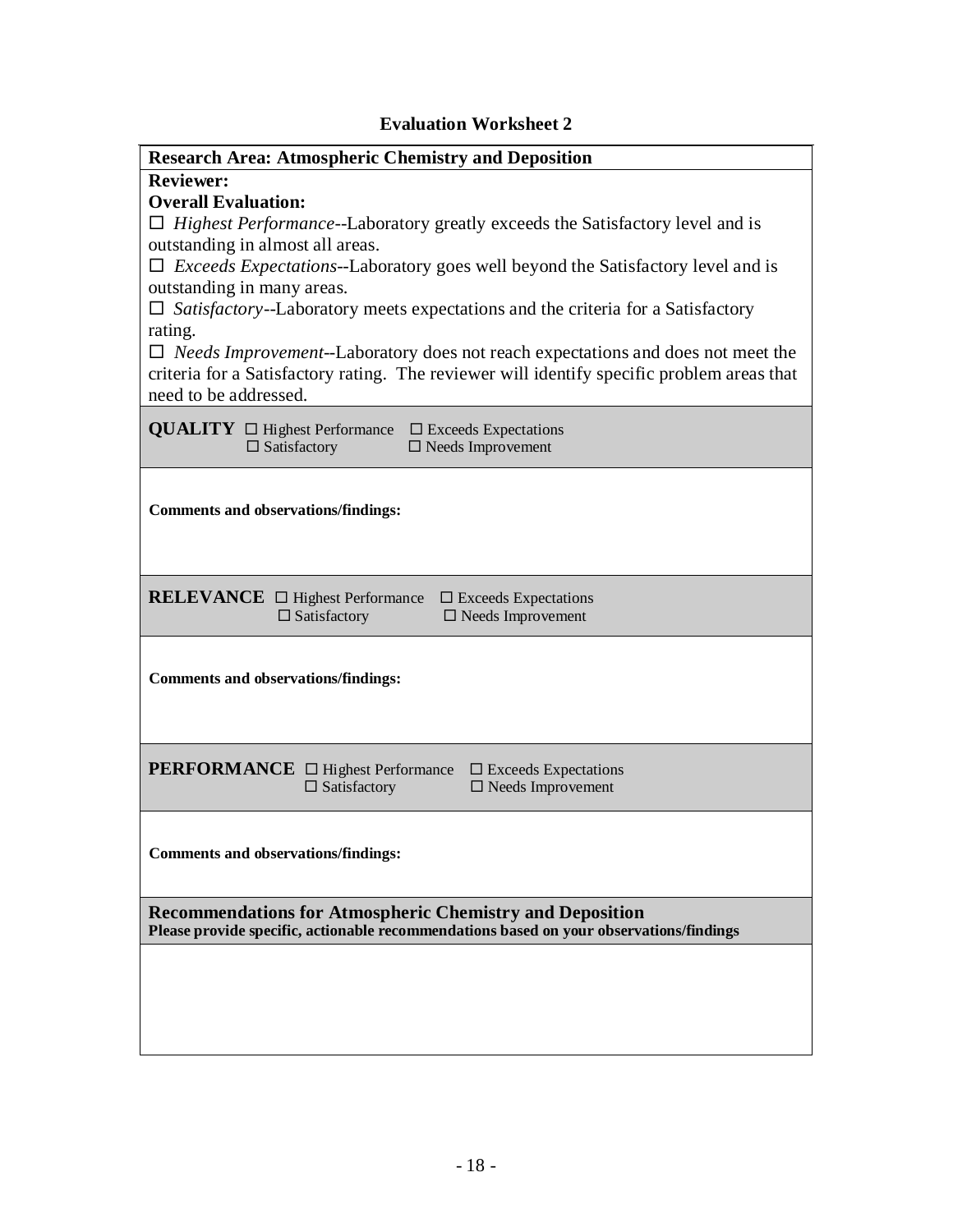## Evaluation Worksheet 2

**Research Area: Atmospheric Chemistry and Deposition**

**Reviewer:**

**Overall Evaluation:**

☐ *Highest Performance*--Laboratory greatly exceeds the Satisfactory level and is outstanding in almost all areas.

☐ *Exceeds Expectations*--Laboratory goes well beyond the Satisfactory level and is outstanding in many areas.

☐ *Satisfactory*--Laboratory meets expectations and the criteria for a Satisfactory rating.

☐ *Needs Improvement*--Laboratory does not reach expectations and does not meet the criteria for a Satisfactory rating. The reviewer will identify specific problem areas that need to be addressed.

**QUALITY** ☐ Highest Performance ☐ Exceeds Expectations ☐ Satisfactory ☐ Needs Improvement

**Comments and observations/findings:**

**RELEVANCE** ☐ Highest Performance ☐ Exceeds Expectations ☐ Satisfactory ☐ Needs Improvement

**Comments and observations/findings:**

**PERFORMANCE** ☐ Highest Performance ☐ Exceeds Expectations ☐ Satisfactory ☐ Needs Improvement

**Comments and observations/findings:**

**Recommendations for Atmospheric Chemistry and Deposition**

**Please provide specific, actionable recommendations based on your observations/findings**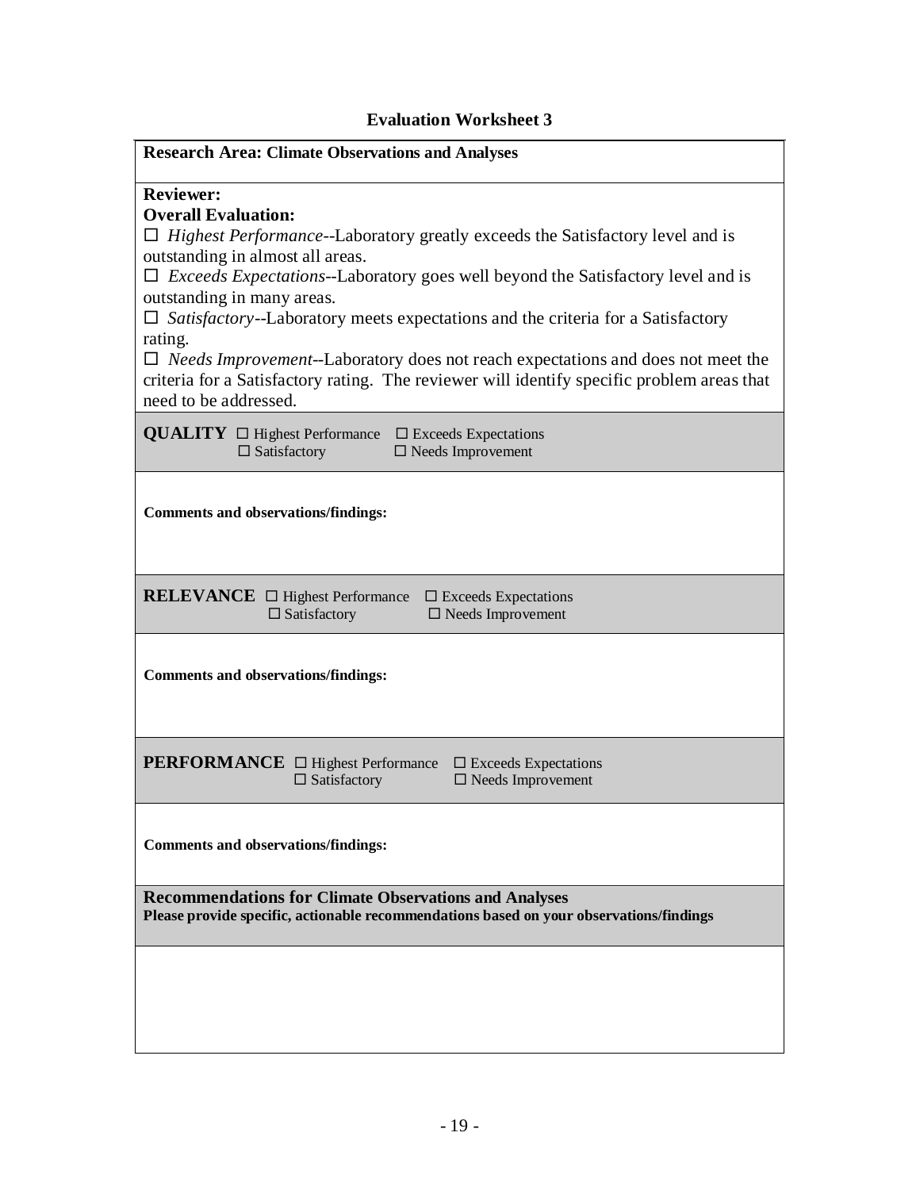## Evaluation Worksheet 3

**Research Area: Climate Observations and Analyses**

**Reviewer:**

**Overall Evaluation:**

☐ *Highest Performance*--Laboratory greatly exceeds the Satisfactory level and is outstanding in almost all areas.

☐ *Exceeds Expectations*--Laboratory goes well beyond the Satisfactory level and is outstanding in many areas.

☐ *Satisfactory*--Laboratory meets expectations and the criteria for a Satisfactory rating.

☐ *Needs Improvement*--Laboratory does not reach expectations and does not meet the criteria for a Satisfactory rating. The reviewer will identify specific problem areas that need to be addressed.

**QUALITY** ☐ Highest Performance ☐ Exceeds Expectations ☐ Satisfactory ☐ Needs Improvement

**Comments and observations/findings:**

**RELEVANCE** ☐ Highest Performance ☐ Exceeds Expectations ☐ Satisfactory ☐ Needs Improvement

**Comments and observations/findings:**

**PERFORMANCE** ☐ Highest Performance ☐ Exceeds Expectations ☐ Satisfactory ☐ Needs Improvement

**Comments and observations/findings:**

**Recommendations for Climate Observations and Analyses**

**Please provide specific, actionable recommendations based on your observations/findings**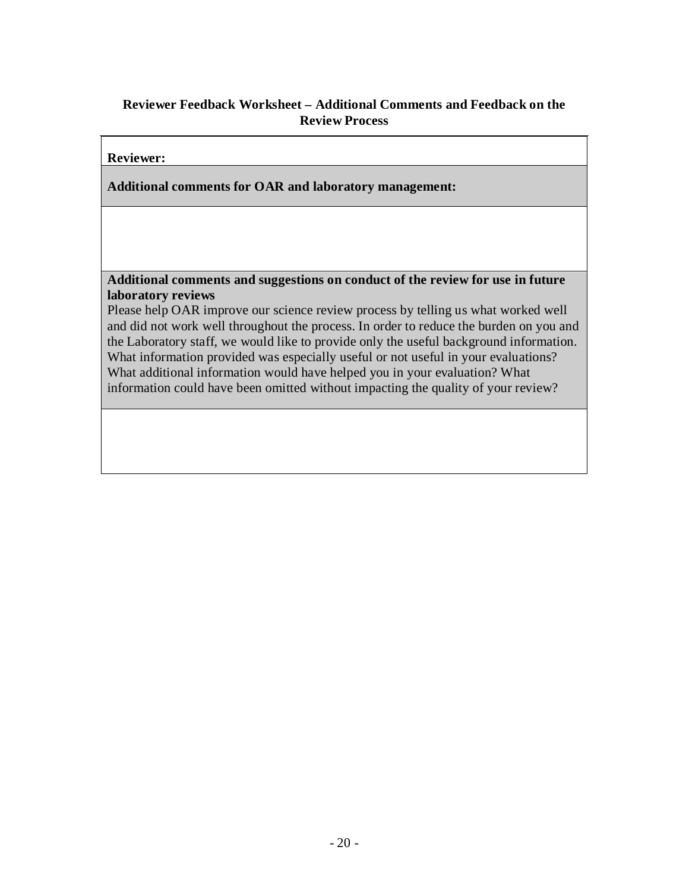**Reviewer Feedback Worksheet – Additional Comments and Feedback on the Review Process**

| **Reviewer:** |
| --- |
| **Additional comments for OAR and laboratory management:** |
| |
| **Additional comments and suggestions on conduct of the review for use in future laboratory reviews**<br>Please help OAR improve our science review process by telling us what worked well and did not work well throughout the process. In order to reduce the burden on you and the Laboratory staff, we would like to provide only the useful background information. What information provided was especially useful or not useful in your evaluations? What additional information would have helped you in your evaluation? What information could have been omitted without impacting the quality of your review? |
| |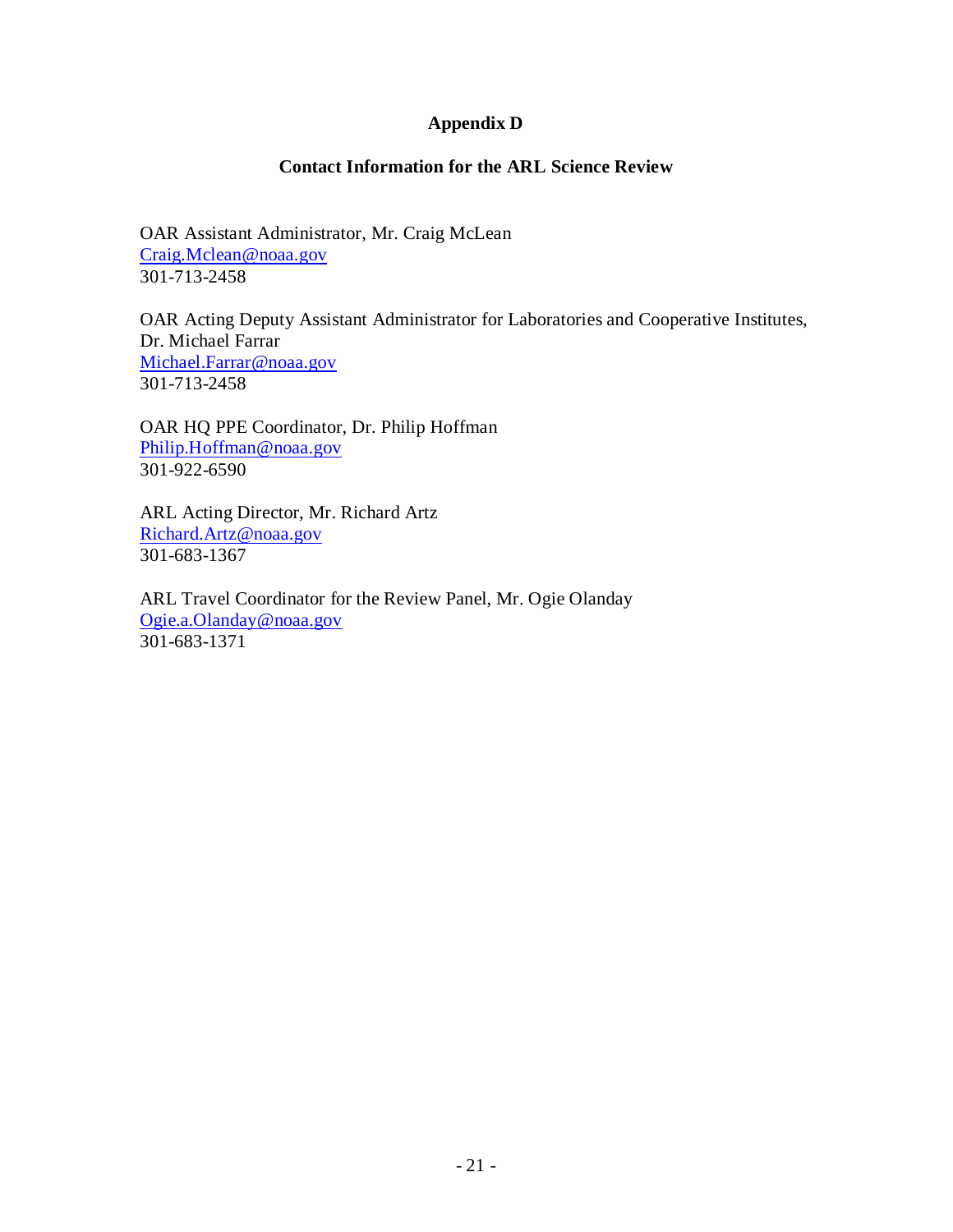# Appendix D

## Contact Information for the ARL Science Review

OAR Assistant Administrator, Mr. Craig McLean
Craig.Mclean@noaa.gov
301-713-2458

OAR Acting Deputy Assistant Administrator for Laboratories and Cooperative Institutes, Dr. Michael Farrar
Michael.Farrar@noaa.gov
301-713-2458

OAR HQ PPE Coordinator, Dr. Philip Hoffman
Philip.Hoffman@noaa.gov
301-922-6590

ARL Acting Director, Mr. Richard Artz
Richard.Artz@noaa.gov
301-683-1367

ARL Travel Coordinator for the Review Panel, Mr. Ogie Olanday
Ogie.a.Olanday@noaa.gov
301-683-1371